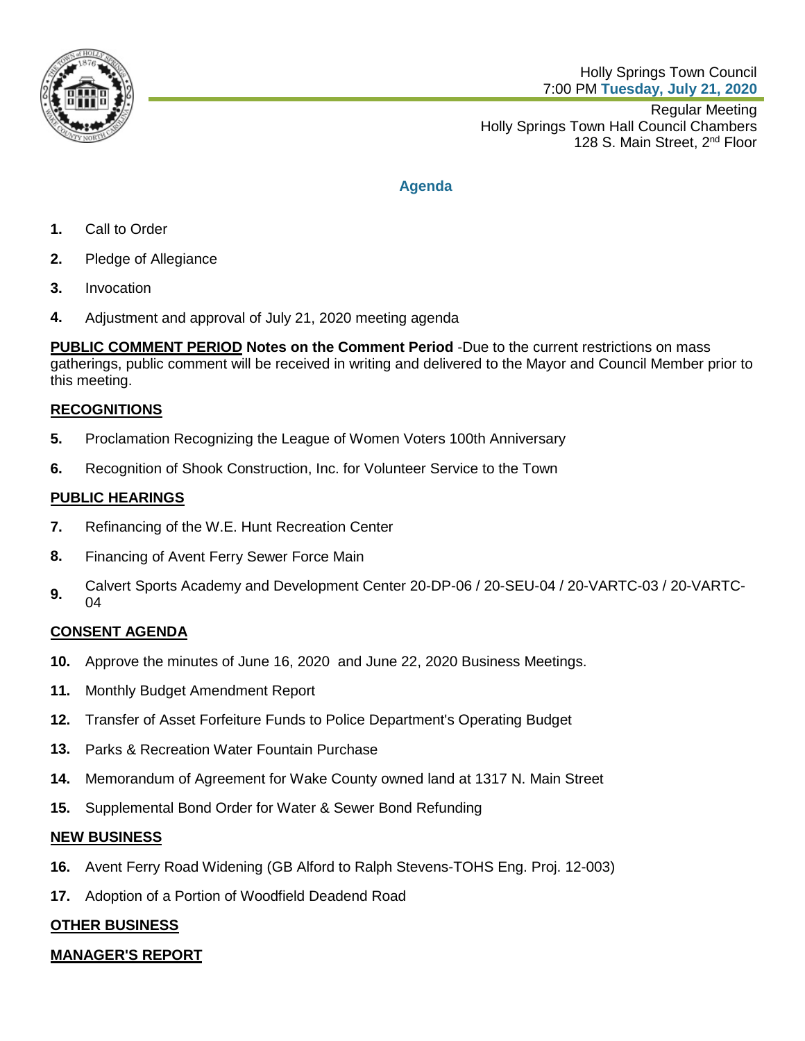Holly Springs Town Council
7:00 PM **Tuesday, July 21, 2020**

Regular Meeting
Holly Springs Town Hall Council Chambers
128 S. Main Street, 2nd Floor

## Agenda

**1.** Call to Order

**2.** Pledge of Allegiance

**3.** Invocation

**4.** Adjustment and approval of July 21, 2020 meeting agenda

**PUBLIC COMMENT PERIOD** **Notes on the Comment Period** -Due to the current restrictions on mass gatherings, public comment will be received in writing and delivered to the Mayor and Council Member prior to this meeting.

### RECOGNITIONS

**5.** Proclamation Recognizing the League of Women Voters 100th Anniversary

**6.** Recognition of Shook Construction, Inc. for Volunteer Service to the Town

### PUBLIC HEARINGS

**7.** Refinancing of the W.E. Hunt Recreation Center

**8.** Financing of Avent Ferry Sewer Force Main

**9.** Calvert Sports Academy and Development Center 20-DP-06 / 20-SEU-04 / 20-VARTC-03 / 20-VARTC-04

### CONSENT AGENDA

**10.** Approve the minutes of June 16, 2020 and June 22, 2020 Business Meetings.

**11.** Monthly Budget Amendment Report

**12.** Transfer of Asset Forfeiture Funds to Police Department's Operating Budget

**13.** Parks & Recreation Water Fountain Purchase

**14.** Memorandum of Agreement for Wake County owned land at 1317 N. Main Street

**15.** Supplemental Bond Order for Water & Sewer Bond Refunding

### NEW BUSINESS

**16.** Avent Ferry Road Widening (GB Alford to Ralph Stevens-TOHS Eng. Proj. 12-003)

**17.** Adoption of a Portion of Woodfield Deadend Road

### OTHER BUSINESS

### MANAGER'S REPORT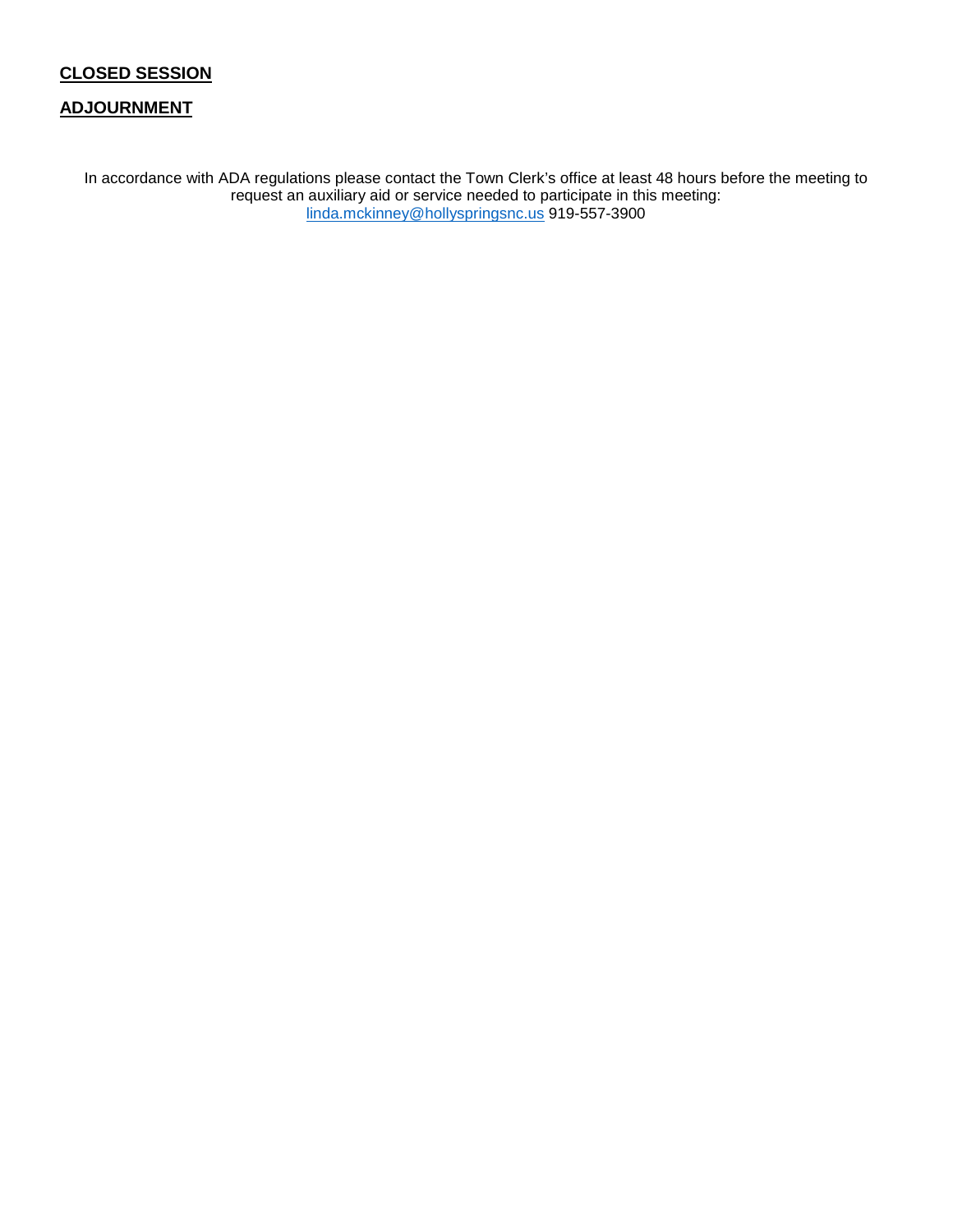**CLOSED SESSION**

**ADJOURNMENT**

In accordance with ADA regulations please contact the Town Clerk's office at least 48 hours before the meeting to request an auxiliary aid or service needed to participate in this meeting:
linda.mckinney@hollyspringsnc.us 919-557-3900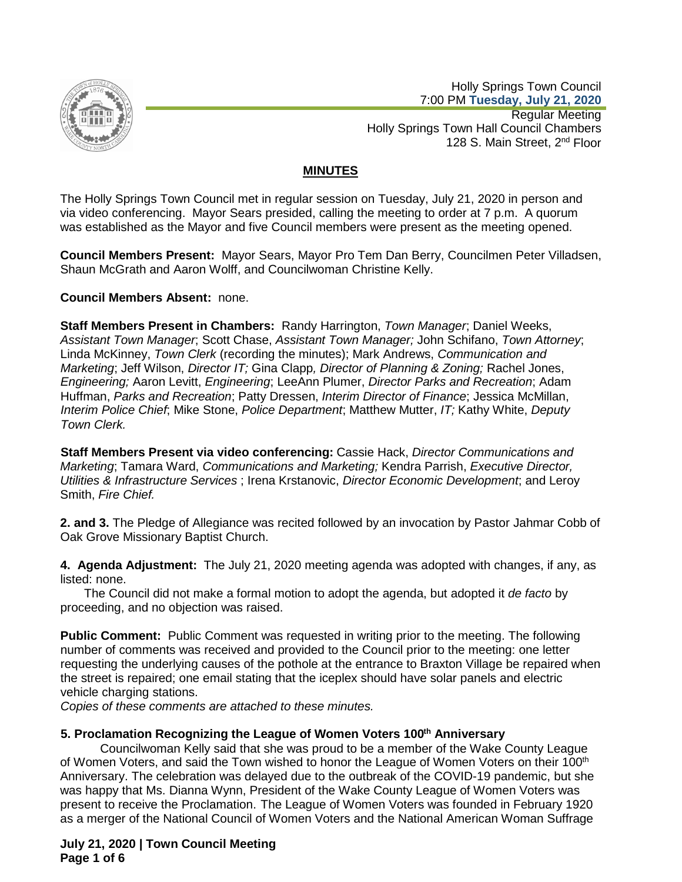Holly Springs Town Council
7:00 PM **Tuesday, July 21, 2020**
Regular Meeting
Holly Springs Town Hall Council Chambers
128 S. Main Street, 2nd Floor

## MINUTES

The Holly Springs Town Council met in regular session on Tuesday, July 21, 2020 in person and via video conferencing. Mayor Sears presided, calling the meeting to order at 7 p.m. A quorum was established as the Mayor and five Council members were present as the meeting opened.

**Council Members Present:** Mayor Sears, Mayor Pro Tem Dan Berry, Councilmen Peter Villadsen, Shaun McGrath and Aaron Wolff, and Councilwoman Christine Kelly.

**Council Members Absent:** none.

**Staff Members Present in Chambers:** Randy Harrington, *Town Manager*; Daniel Weeks, *Assistant Town Manager*; Scott Chase, *Assistant Town Manager;* John Schifano, *Town Attorney*; Linda McKinney, *Town Clerk* (recording the minutes); Mark Andrews, *Communication and Marketing*; Jeff Wilson, *Director IT;* Gina Clapp*, Director of Planning & Zoning;* Rachel Jones, *Engineering;* Aaron Levitt, *Engineering*; LeeAnn Plumer, *Director Parks and Recreation*; Adam Huffman, *Parks and Recreation*; Patty Dressen, *Interim Director of Finance*; Jessica McMillan, *Interim Police Chief*; Mike Stone, *Police Department*; Matthew Mutter, *IT;* Kathy White, *Deputy Town Clerk.*

**Staff Members Present via video conferencing:** Cassie Hack, *Director Communications and Marketing*; Tamara Ward, *Communications and Marketing;* Kendra Parrish, *Executive Director, Utilities & Infrastructure Services* ; Irena Krstanovic, *Director Economic Development*; and Leroy Smith, *Fire Chief.*

**2. and 3.** The Pledge of Allegiance was recited followed by an invocation by Pastor Jahmar Cobb of Oak Grove Missionary Baptist Church.

**4. Agenda Adjustment:** The July 21, 2020 meeting agenda was adopted with changes, if any, as listed: none.

The Council did not make a formal motion to adopt the agenda, but adopted it *de facto* by proceeding, and no objection was raised.

**Public Comment:** Public Comment was requested in writing prior to the meeting. The following number of comments was received and provided to the Council prior to the meeting: one letter requesting the underlying causes of the pothole at the entrance to Braxton Village be repaired when the street is repaired; one email stating that the iceplex should have solar panels and electric vehicle charging stations.

*Copies of these comments are attached to these minutes.*

**5. Proclamation Recognizing the League of Women Voters 100th Anniversary**

Councilwoman Kelly said that she was proud to be a member of the Wake County League of Women Voters, and said the Town wished to honor the League of Women Voters on their 100th Anniversary. The celebration was delayed due to the outbreak of the COVID-19 pandemic, but she was happy that Ms. Dianna Wynn, President of the Wake County League of Women Voters was present to receive the Proclamation. The League of Women Voters was founded in February 1920 as a merger of the National Council of Women Voters and the National American Woman Suffrage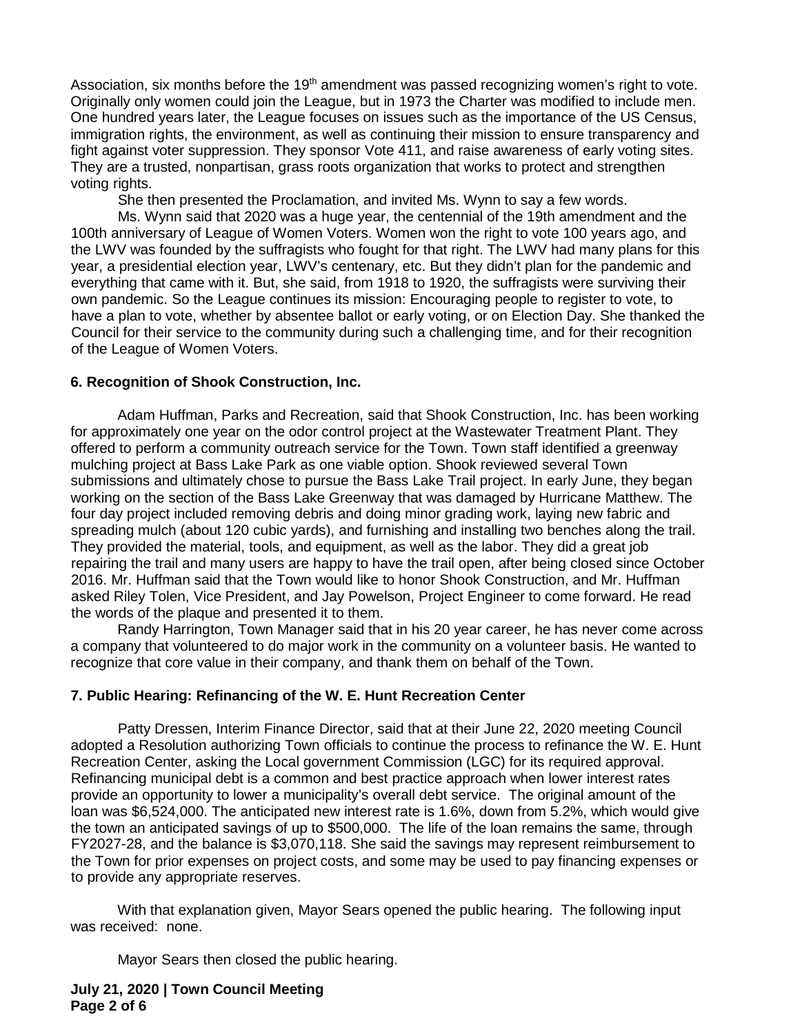Association, six months before the 19th amendment was passed recognizing women's right to vote. Originally only women could join the League, but in 1973 the Charter was modified to include men. One hundred years later, the League focuses on issues such as the importance of the US Census, immigration rights, the environment, as well as continuing their mission to ensure transparency and fight against voter suppression. They sponsor Vote 411, and raise awareness of early voting sites. They are a trusted, nonpartisan, grass roots organization that works to protect and strengthen voting rights.

She then presented the Proclamation, and invited Ms. Wynn to say a few words.

Ms. Wynn said that 2020 was a huge year, the centennial of the 19th amendment and the 100th anniversary of League of Women Voters. Women won the right to vote 100 years ago, and the LWV was founded by the suffragists who fought for that right. The LWV had many plans for this year, a presidential election year, LWV's centenary, etc. But they didn't plan for the pandemic and everything that came with it. But, she said, from 1918 to 1920, the suffragists were surviving their own pandemic. So the League continues its mission: Encouraging people to register to vote, to have a plan to vote, whether by absentee ballot or early voting, or on Election Day. She thanked the Council for their service to the community during such a challenging time, and for their recognition of the League of Women Voters.

**6. Recognition of Shook Construction, Inc.**

Adam Huffman, Parks and Recreation, said that Shook Construction, Inc. has been working for approximately one year on the odor control project at the Wastewater Treatment Plant. They offered to perform a community outreach service for the Town. Town staff identified a greenway mulching project at Bass Lake Park as one viable option. Shook reviewed several Town submissions and ultimately chose to pursue the Bass Lake Trail project. In early June, they began working on the section of the Bass Lake Greenway that was damaged by Hurricane Matthew. The four day project included removing debris and doing minor grading work, laying new fabric and spreading mulch (about 120 cubic yards), and furnishing and installing two benches along the trail. They provided the material, tools, and equipment, as well as the labor. They did a great job repairing the trail and many users are happy to have the trail open, after being closed since October 2016. Mr. Huffman said that the Town would like to honor Shook Construction, and Mr. Huffman asked Riley Tolen, Vice President, and Jay Powelson, Project Engineer to come forward. He read the words of the plaque and presented it to them.

Randy Harrington, Town Manager said that in his 20 year career, he has never come across a company that volunteered to do major work in the community on a volunteer basis. He wanted to recognize that core value in their company, and thank them on behalf of the Town.

**7. Public Hearing: Refinancing of the W. E. Hunt Recreation Center**

Patty Dressen, Interim Finance Director, said that at their June 22, 2020 meeting Council adopted a Resolution authorizing Town officials to continue the process to refinance the W. E. Hunt Recreation Center, asking the Local government Commission (LGC) for its required approval. Refinancing municipal debt is a common and best practice approach when lower interest rates provide an opportunity to lower a municipality's overall debt service. The original amount of the loan was $6,524,000. The anticipated new interest rate is 1.6%, down from 5.2%, which would give the town an anticipated savings of up to $500,000. The life of the loan remains the same, through FY2027-28, and the balance is $3,070,118. She said the savings may represent reimbursement to the Town for prior expenses on project costs, and some may be used to pay financing expenses or to provide any appropriate reserves.

With that explanation given, Mayor Sears opened the public hearing. The following input was received: none.

Mayor Sears then closed the public hearing.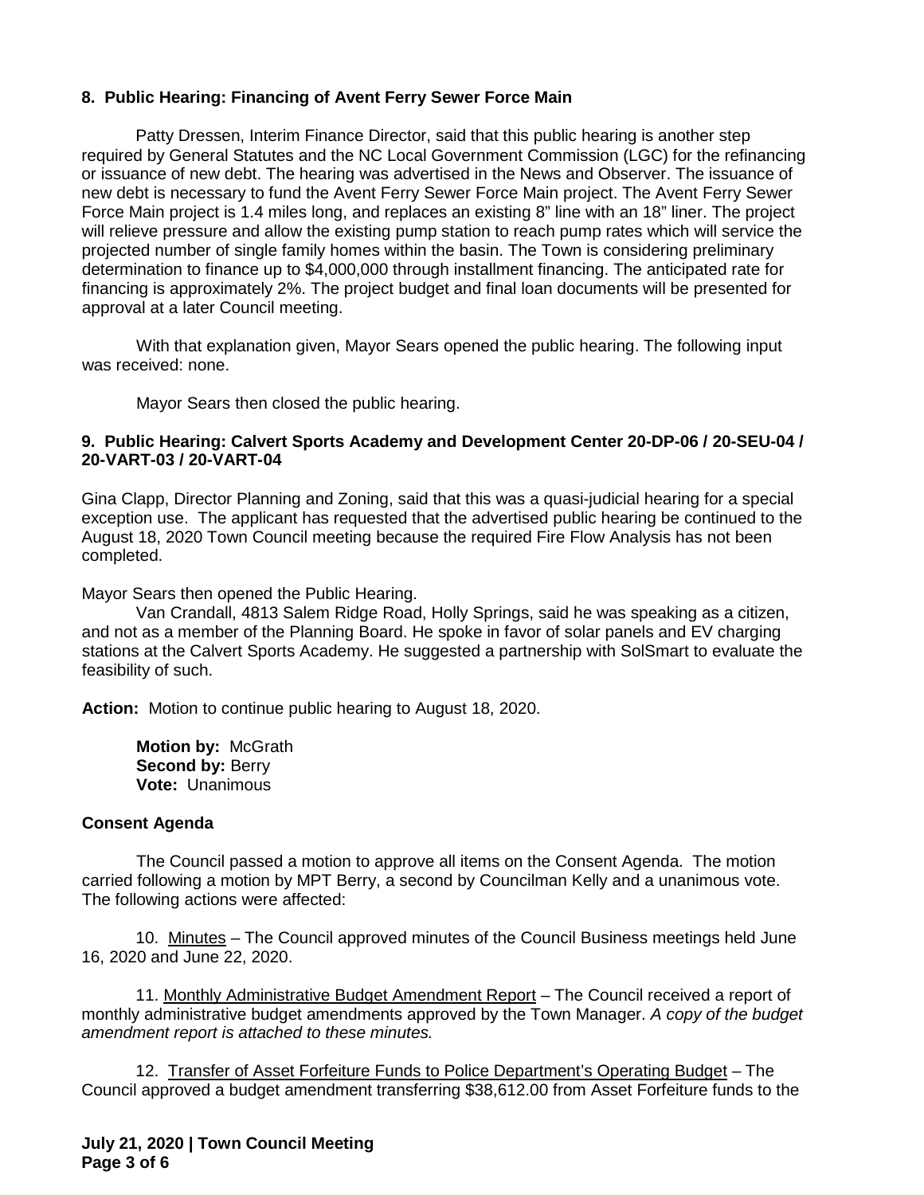**8. Public Hearing: Financing of Avent Ferry Sewer Force Main**

Patty Dressen, Interim Finance Director, said that this public hearing is another step required by General Statutes and the NC Local Government Commission (LGC) for the refinancing or issuance of new debt. The hearing was advertised in the News and Observer. The issuance of new debt is necessary to fund the Avent Ferry Sewer Force Main project. The Avent Ferry Sewer Force Main project is 1.4 miles long, and replaces an existing 8" line with an 18" liner. The project will relieve pressure and allow the existing pump station to reach pump rates which will service the projected number of single family homes within the basin. The Town is considering preliminary determination to finance up to $4,000,000 through installment financing. The anticipated rate for financing is approximately 2%. The project budget and final loan documents will be presented for approval at a later Council meeting.

With that explanation given, Mayor Sears opened the public hearing. The following input was received: none.

Mayor Sears then closed the public hearing.

**9. Public Hearing: Calvert Sports Academy and Development Center 20-DP-06 / 20-SEU-04 / 20-VART-03 / 20-VART-04**

Gina Clapp, Director Planning and Zoning, said that this was a quasi-judicial hearing for a special exception use. The applicant has requested that the advertised public hearing be continued to the August 18, 2020 Town Council meeting because the required Fire Flow Analysis has not been completed.

Mayor Sears then opened the Public Hearing.

Van Crandall, 4813 Salem Ridge Road, Holly Springs, said he was speaking as a citizen, and not as a member of the Planning Board. He spoke in favor of solar panels and EV charging stations at the Calvert Sports Academy. He suggested a partnership with SolSmart to evaluate the feasibility of such.

**Action:** Motion to continue public hearing to August 18, 2020.

**Motion by:** McGrath
**Second by:** Berry
**Vote:** Unanimous

**Consent Agenda**

The Council passed a motion to approve all items on the Consent Agenda. The motion carried following a motion by MPT Berry, a second by Councilman Kelly and a unanimous vote. The following actions were affected:

10. Minutes – The Council approved minutes of the Council Business meetings held June 16, 2020 and June 22, 2020.

11. Monthly Administrative Budget Amendment Report – The Council received a report of monthly administrative budget amendments approved by the Town Manager. *A copy of the budget amendment report is attached to these minutes.*

12. Transfer of Asset Forfeiture Funds to Police Department's Operating Budget – The Council approved a budget amendment transferring $38,612.00 from Asset Forfeiture funds to the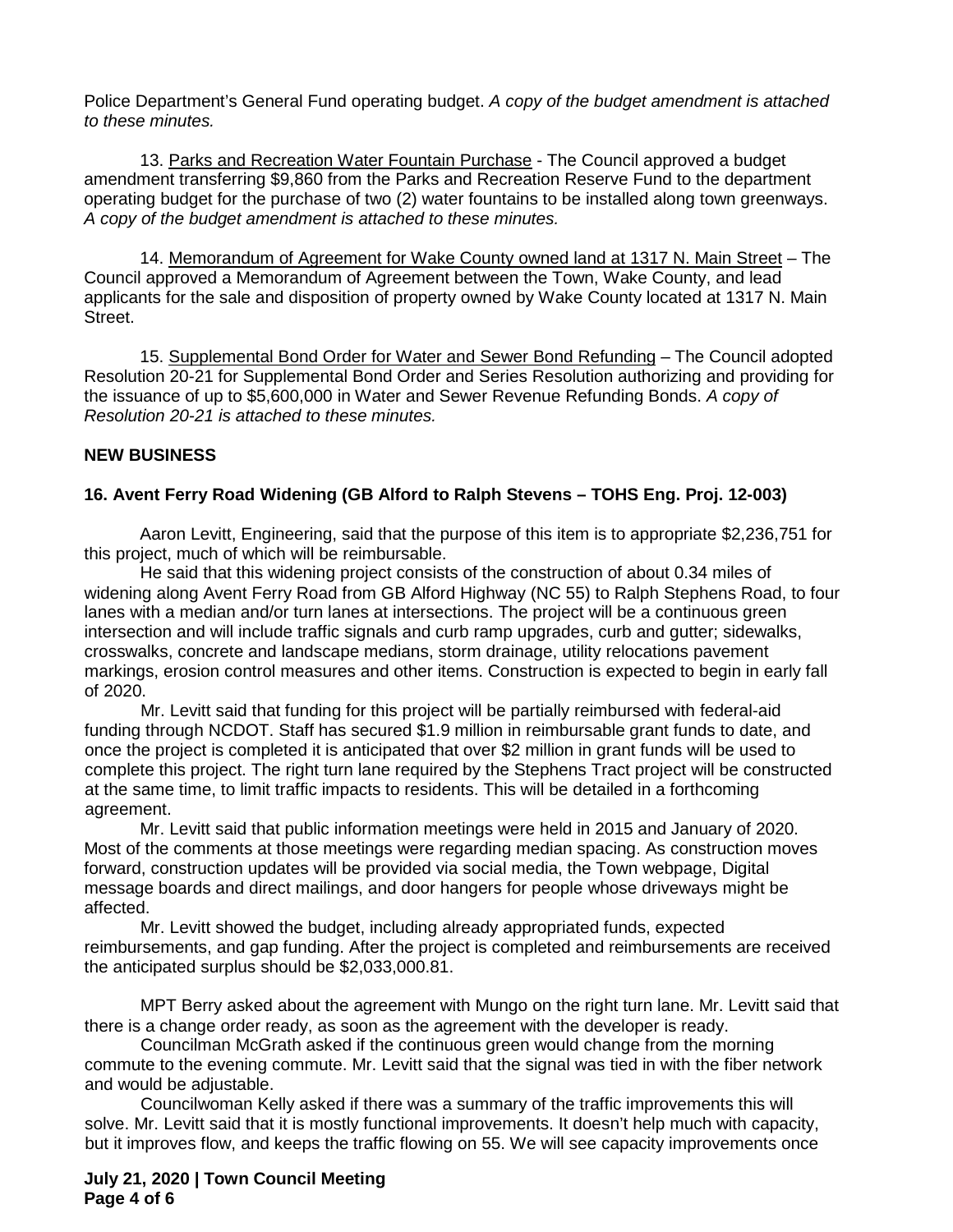Police Department's General Fund operating budget. *A copy of the budget amendment is attached to these minutes.*

13. Parks and Recreation Water Fountain Purchase - The Council approved a budget amendment transferring $9,860 from the Parks and Recreation Reserve Fund to the department operating budget for the purchase of two (2) water fountains to be installed along town greenways. *A copy of the budget amendment is attached to these minutes.*

14. Memorandum of Agreement for Wake County owned land at 1317 N. Main Street – The Council approved a Memorandum of Agreement between the Town, Wake County, and lead applicants for the sale and disposition of property owned by Wake County located at 1317 N. Main Street.

15. Supplemental Bond Order for Water and Sewer Bond Refunding – The Council adopted Resolution 20-21 for Supplemental Bond Order and Series Resolution authorizing and providing for the issuance of up to $5,600,000 in Water and Sewer Revenue Refunding Bonds. *A copy of Resolution 20-21 is attached to these minutes.*

**NEW BUSINESS**

**16. Avent Ferry Road Widening (GB Alford to Ralph Stevens – TOHS Eng. Proj. 12-003)**

Aaron Levitt, Engineering, said that the purpose of this item is to appropriate $2,236,751 for this project, much of which will be reimbursable.

He said that this widening project consists of the construction of about 0.34 miles of widening along Avent Ferry Road from GB Alford Highway (NC 55) to Ralph Stephens Road, to four lanes with a median and/or turn lanes at intersections. The project will be a continuous green intersection and will include traffic signals and curb ramp upgrades, curb and gutter; sidewalks, crosswalks, concrete and landscape medians, storm drainage, utility relocations pavement markings, erosion control measures and other items. Construction is expected to begin in early fall of 2020.

Mr. Levitt said that funding for this project will be partially reimbursed with federal-aid funding through NCDOT. Staff has secured $1.9 million in reimbursable grant funds to date, and once the project is completed it is anticipated that over $2 million in grant funds will be used to complete this project. The right turn lane required by the Stephens Tract project will be constructed at the same time, to limit traffic impacts to residents. This will be detailed in a forthcoming agreement.

Mr. Levitt said that public information meetings were held in 2015 and January of 2020. Most of the comments at those meetings were regarding median spacing. As construction moves forward, construction updates will be provided via social media, the Town webpage, Digital message boards and direct mailings, and door hangers for people whose driveways might be affected.

Mr. Levitt showed the budget, including already appropriated funds, expected reimbursements, and gap funding. After the project is completed and reimbursements are received the anticipated surplus should be $2,033,000.81.

MPT Berry asked about the agreement with Mungo on the right turn lane. Mr. Levitt said that there is a change order ready, as soon as the agreement with the developer is ready.

Councilman McGrath asked if the continuous green would change from the morning commute to the evening commute. Mr. Levitt said that the signal was tied in with the fiber network and would be adjustable.

Councilwoman Kelly asked if there was a summary of the traffic improvements this will solve. Mr. Levitt said that it is mostly functional improvements. It doesn't help much with capacity, but it improves flow, and keeps the traffic flowing on 55. We will see capacity improvements once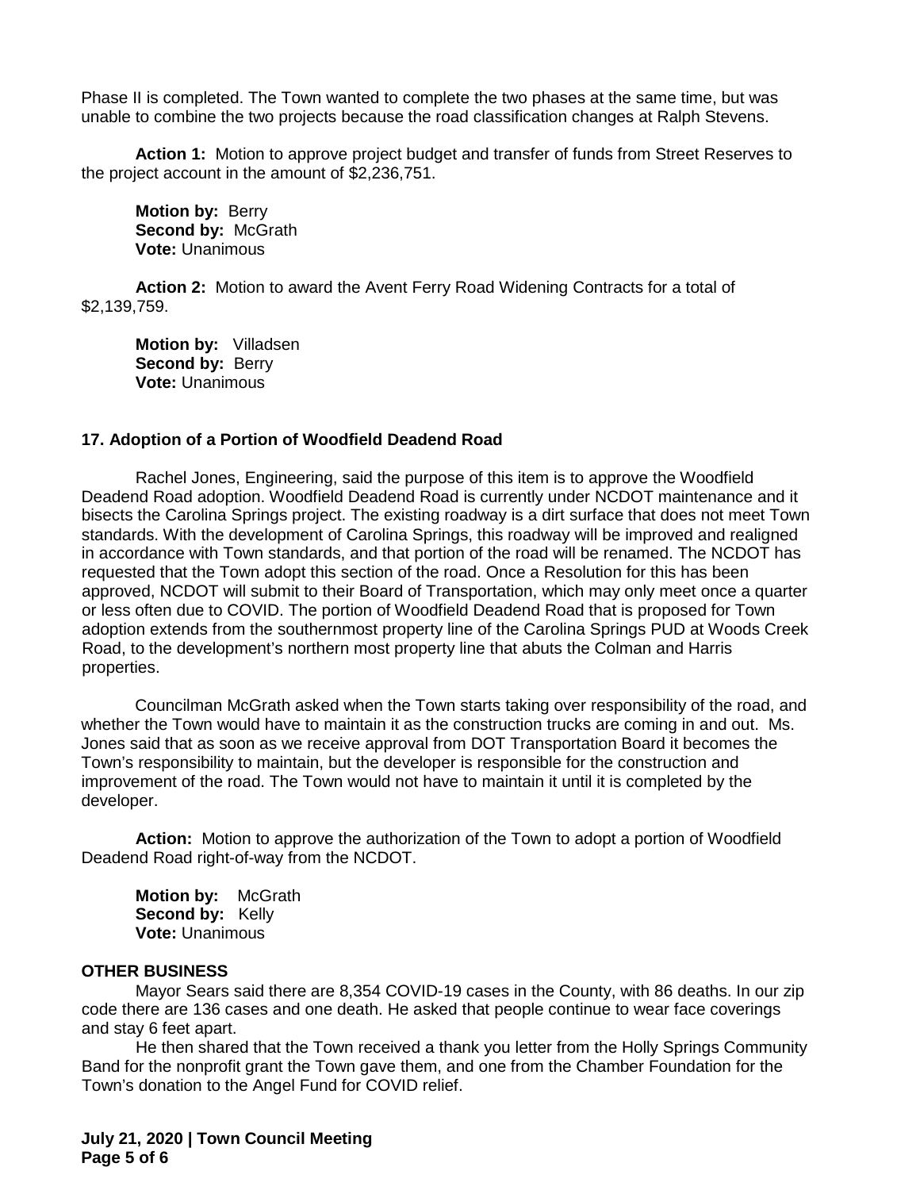Phase II is completed. The Town wanted to complete the two phases at the same time, but was unable to combine the two projects because the road classification changes at Ralph Stevens.

**Action 1:** Motion to approve project budget and transfer of funds from Street Reserves to the project account in the amount of $2,236,751.

**Motion by:** Berry
**Second by:** McGrath
**Vote:** Unanimous

**Action 2:** Motion to award the Avent Ferry Road Widening Contracts for a total of $2,139,759.

**Motion by:** Villadsen
**Second by:** Berry
**Vote:** Unanimous

### 17. Adoption of a Portion of Woodfield Deadend Road

Rachel Jones, Engineering, said the purpose of this item is to approve the Woodfield Deadend Road adoption. Woodfield Deadend Road is currently under NCDOT maintenance and it bisects the Carolina Springs project. The existing roadway is a dirt surface that does not meet Town standards. With the development of Carolina Springs, this roadway will be improved and realigned in accordance with Town standards, and that portion of the road will be renamed. The NCDOT has requested that the Town adopt this section of the road. Once a Resolution for this has been approved, NCDOT will submit to their Board of Transportation, which may only meet once a quarter or less often due to COVID. The portion of Woodfield Deadend Road that is proposed for Town adoption extends from the southernmost property line of the Carolina Springs PUD at Woods Creek Road, to the development's northern most property line that abuts the Colman and Harris properties.

Councilman McGrath asked when the Town starts taking over responsibility of the road, and whether the Town would have to maintain it as the construction trucks are coming in and out. Ms. Jones said that as soon as we receive approval from DOT Transportation Board it becomes the Town's responsibility to maintain, but the developer is responsible for the construction and improvement of the road. The Town would not have to maintain it until it is completed by the developer.

**Action:** Motion to approve the authorization of the Town to adopt a portion of Woodfield Deadend Road right-of-way from the NCDOT.

**Motion by:** McGrath
**Second by:** Kelly
**Vote:** Unanimous

### OTHER BUSINESS

Mayor Sears said there are 8,354 COVID-19 cases in the County, with 86 deaths. In our zip code there are 136 cases and one death. He asked that people continue to wear face coverings and stay 6 feet apart.

He then shared that the Town received a thank you letter from the Holly Springs Community Band for the nonprofit grant the Town gave them, and one from the Chamber Foundation for the Town's donation to the Angel Fund for COVID relief.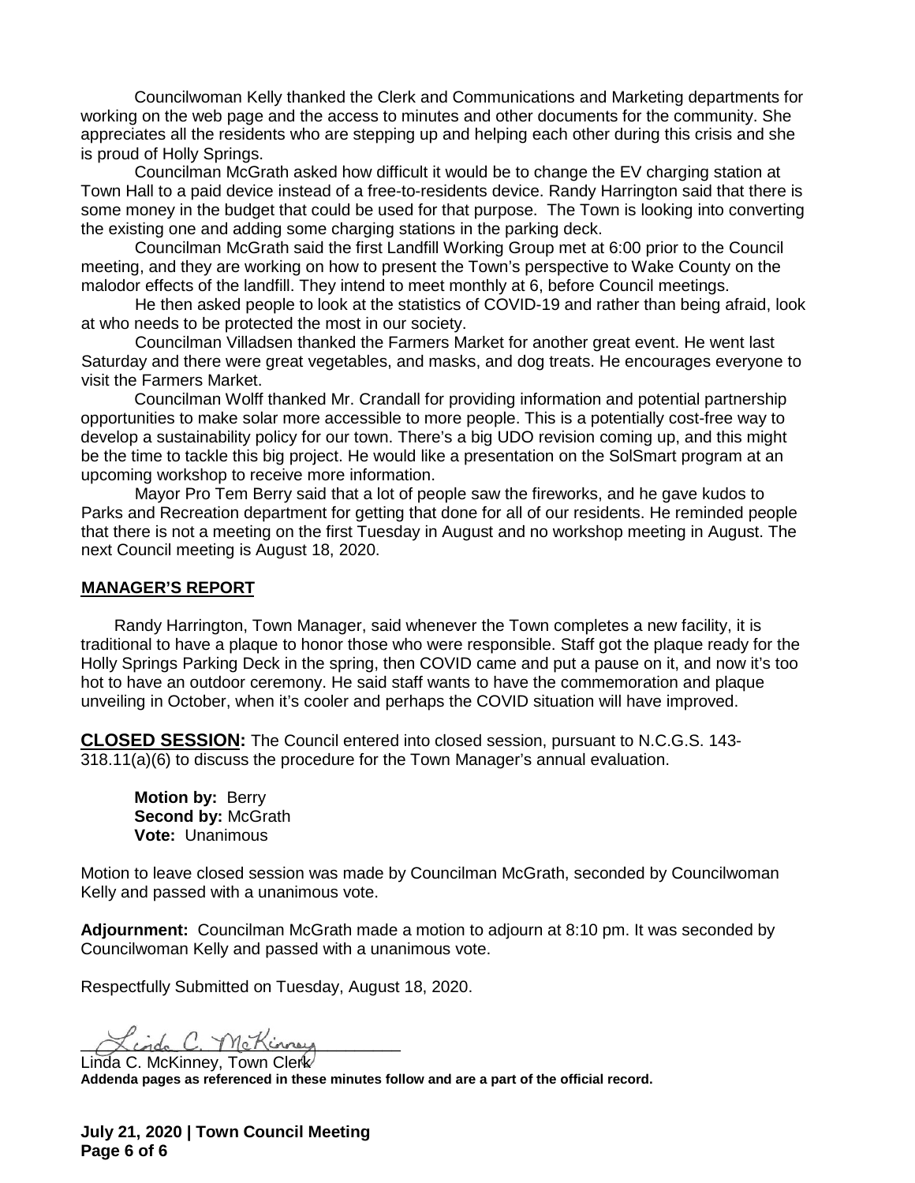Councilwoman Kelly thanked the Clerk and Communications and Marketing departments for working on the web page and the access to minutes and other documents for the community. She appreciates all the residents who are stepping up and helping each other during this crisis and she is proud of Holly Springs.

Councilman McGrath asked how difficult it would be to change the EV charging station at Town Hall to a paid device instead of a free-to-residents device. Randy Harrington said that there is some money in the budget that could be used for that purpose. The Town is looking into converting the existing one and adding some charging stations in the parking deck.

Councilman McGrath said the first Landfill Working Group met at 6:00 prior to the Council meeting, and they are working on how to present the Town's perspective to Wake County on the malodor effects of the landfill. They intend to meet monthly at 6, before Council meetings.

He then asked people to look at the statistics of COVID-19 and rather than being afraid, look at who needs to be protected the most in our society.

Councilman Villadsen thanked the Farmers Market for another great event. He went last Saturday and there were great vegetables, and masks, and dog treats. He encourages everyone to visit the Farmers Market.

Councilman Wolff thanked Mr. Crandall for providing information and potential partnership opportunities to make solar more accessible to more people. This is a potentially cost-free way to develop a sustainability policy for our town. There's a big UDO revision coming up, and this might be the time to tackle this big project. He would like a presentation on the SolSmart program at an upcoming workshop to receive more information.

Mayor Pro Tem Berry said that a lot of people saw the fireworks, and he gave kudos to Parks and Recreation department for getting that done for all of our residents. He reminded people that there is not a meeting on the first Tuesday in August and no workshop meeting in August. The next Council meeting is August 18, 2020.

## MANAGER'S REPORT

Randy Harrington, Town Manager, said whenever the Town completes a new facility, it is traditional to have a plaque to honor those who were responsible. Staff got the plaque ready for the Holly Springs Parking Deck in the spring, then COVID came and put a pause on it, and now it's too hot to have an outdoor ceremony. He said staff wants to have the commemoration and plaque unveiling in October, when it's cooler and perhaps the COVID situation will have improved.

**CLOSED SESSION:** The Council entered into closed session, pursuant to N.C.G.S. 143-318.11(a)(6) to discuss the procedure for the Town Manager's annual evaluation.

**Motion by:** Berry
**Second by:** McGrath
**Vote:** Unanimous

Motion to leave closed session was made by Councilman McGrath, seconded by Councilwoman Kelly and passed with a unanimous vote.

**Adjournment:** Councilman McGrath made a motion to adjourn at 8:10 pm. It was seconded by Councilwoman Kelly and passed with a unanimous vote.

Respectfully Submitted on Tuesday, August 18, 2020.

Linda C. McKinney

Linda C. McKinney, Town Clerk

**Addenda pages as referenced in these minutes follow and are a part of the official record.**

**July 21, 2020 | Town Council Meeting**